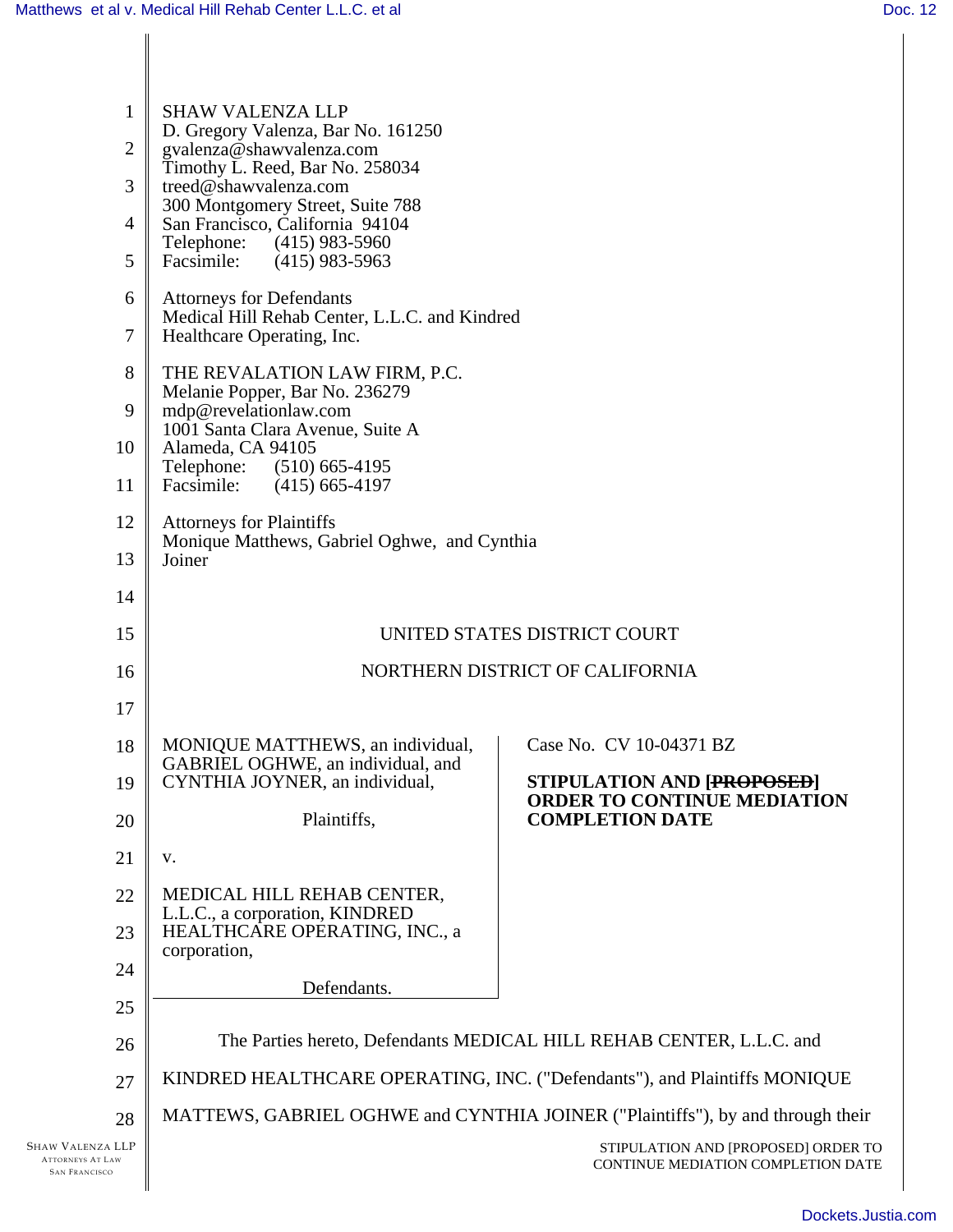SHAW VALENZA LLP
D. Gregory Valenza, Bar No. 161250
gvalenza@shawvalenza.com
Timothy L. Reed, Bar No. 258034
treed@shawvalenza.com
300 Montgomery Street, Suite 788
San Francisco, California 94104
Telephone: (415) 983-5960
Facsimile: (415) 983-5963

Attorneys for Defendants
Medical Hill Rehab Center, L.L.C. and Kindred Healthcare Operating, Inc.

THE REVALATION LAW FIRM, P.C.
Melanie Popper, Bar No. 236279
mdp@revelationlaw.com
1001 Santa Clara Avenue, Suite A
Alameda, CA 94105
Telephone: (510) 665-4195
Facsimile: (415) 665-4197

Attorneys for Plaintiffs
Monique Matthews, Gabriel Oghwe, and Cynthia Joiner

UNITED STATES DISTRICT COURT

NORTHERN DISTRICT OF CALIFORNIA

MONIQUE MATTHEWS, an individual, GABRIEL OGHWE, an individual, and CYNTHIA JOYNER, an individual,

Plaintiffs,

v.

MEDICAL HILL REHAB CENTER, L.L.C., a corporation, KINDRED HEALTHCARE OPERATING, INC., a corporation,

Defendants.

Case No. CV 10-04371 BZ

**STIPULATION AND [~~PROPOSED~~] ORDER TO CONTINUE MEDIATION COMPLETION DATE**

The Parties hereto, Defendants MEDICAL HILL REHAB CENTER, L.L.C. and KINDRED HEALTHCARE OPERATING, INC. ("Defendants"), and Plaintiffs MONIQUE MATTEWS, GABRIEL OGHWE and CYNTHIA JOINER ("Plaintiffs"), by and through their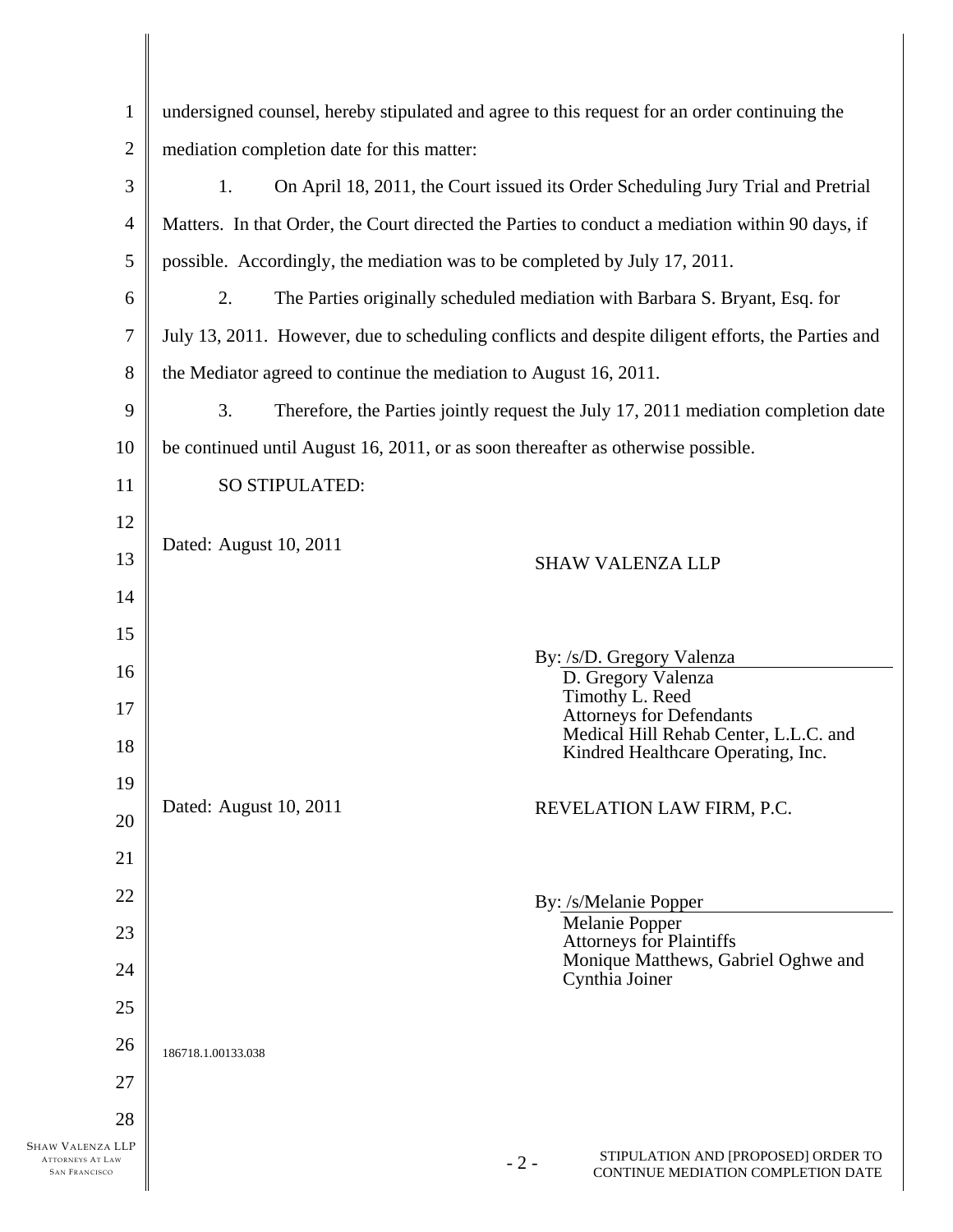undersigned counsel, hereby stipulated and agree to this request for an order continuing the mediation completion date for this matter:

1. On April 18, 2011, the Court issued its Order Scheduling Jury Trial and Pretrial Matters. In that Order, the Court directed the Parties to conduct a mediation within 90 days, if possible. Accordingly, the mediation was to be completed by July 17, 2011.

2. The Parties originally scheduled mediation with Barbara S. Bryant, Esq. for July 13, 2011. However, due to scheduling conflicts and despite diligent efforts, the Parties and the Mediator agreed to continue the mediation to August 16, 2011.

3. Therefore, the Parties jointly request the July 17, 2011 mediation completion date be continued until August 16, 2011, or as soon thereafter as otherwise possible.

SO STIPULATED:

Dated: August 10, 2011

SHAW VALENZA LLP

By: /s/D. Gregory Valenza
D. Gregory Valenza
Timothy L. Reed
Attorneys for Defendants
Medical Hill Rehab Center, L.L.C. and
Kindred Healthcare Operating, Inc.

Dated: August 10, 2011

REVELATION LAW FIRM, P.C.

By: /s/Melanie Popper
Melanie Popper
Attorneys for Plaintiffs
Monique Matthews, Gabriel Oghwe and
Cynthia Joiner

186718.1.00133.038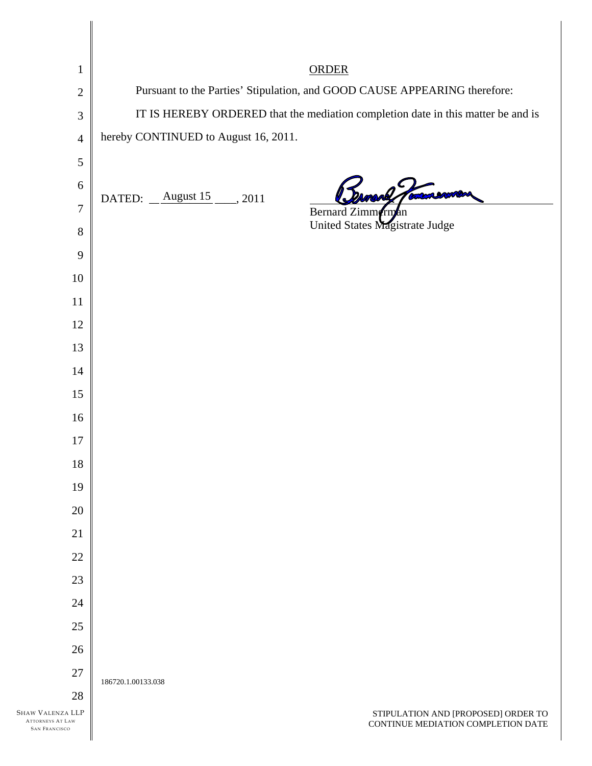<u>ORDER</u>

Pursuant to the Parties' Stipulation, and GOOD CAUSE APPEARING therefore:

IT IS HEREBY ORDERED that the mediation completion date in this matter be and is hereby CONTINUED to August 16, 2011.

DATED: August 15, 2011

Bernard Zimmerman
United States Magistrate Judge

186720.1.00133.038